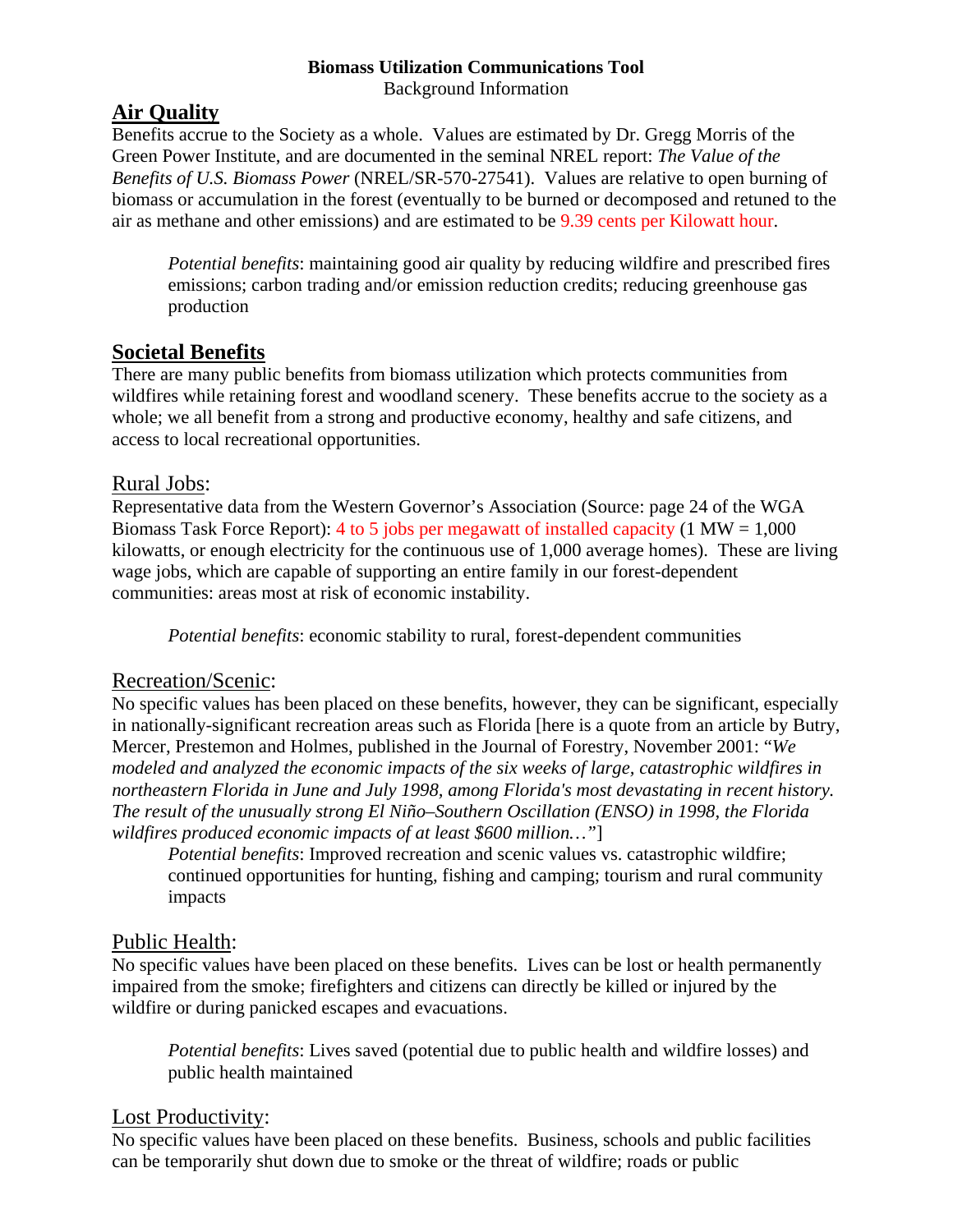**Biomass Utilization Communications Tool**

Background Information

## Air Quality

Benefits accrue to the Society as a whole. Values are estimated by Dr. Gregg Morris of the Green Power Institute, and are documented in the seminal NREL report: *The Value of the Benefits of U.S. Biomass Power* (NREL/SR-570-27541). Values are relative to open burning of biomass or accumulation in the forest (eventually to be burned or decomposed and retuned to the air as methane and other emissions) and are estimated to be 9.39 cents per Kilowatt hour.

> *Potential benefits*: maintaining good air quality by reducing wildfire and prescribed fires emissions; carbon trading and/or emission reduction credits; reducing greenhouse gas production

## Societal Benefits

There are many public benefits from biomass utilization which protects communities from wildfires while retaining forest and woodland scenery. These benefits accrue to the society as a whole; we all benefit from a strong and productive economy, healthy and safe citizens, and access to local recreational opportunities.

### Rural Jobs:

Representative data from the Western Governor's Association (Source: page 24 of the WGA Biomass Task Force Report): 4 to 5 jobs per megawatt of installed capacity (1 MW = 1,000 kilowatts, or enough electricity for the continuous use of 1,000 average homes). These are living wage jobs, which are capable of supporting an entire family in our forest-dependent communities: areas most at risk of economic instability.

> *Potential benefits*: economic stability to rural, forest-dependent communities

### Recreation/Scenic:

No specific values has been placed on these benefits, however, they can be significant, especially in nationally-significant recreation areas such as Florida [here is a quote from an article by Butry, Mercer, Prestemon and Holmes, published in the Journal of Forestry, November 2001: "*We modeled and analyzed the economic impacts of the six weeks of large, catastrophic wildfires in northeastern Florida in June and July 1998, among Florida's most devastating in recent history. The result of the unusually strong El Niño–Southern Oscillation (ENSO) in 1998, the Florida wildfires produced economic impacts of at least $600 million…*"]

> *Potential benefits*: Improved recreation and scenic values vs. catastrophic wildfire; continued opportunities for hunting, fishing and camping; tourism and rural community impacts

### Public Health:

No specific values have been placed on these benefits. Lives can be lost or health permanently impaired from the smoke; firefighters and citizens can directly be killed or injured by the wildfire or during panicked escapes and evacuations.

> *Potential benefits*: Lives saved (potential due to public health and wildfire losses) and public health maintained

### Lost Productivity:

No specific values have been placed on these benefits. Business, schools and public facilities can be temporarily shut down due to smoke or the threat of wildfire; roads or public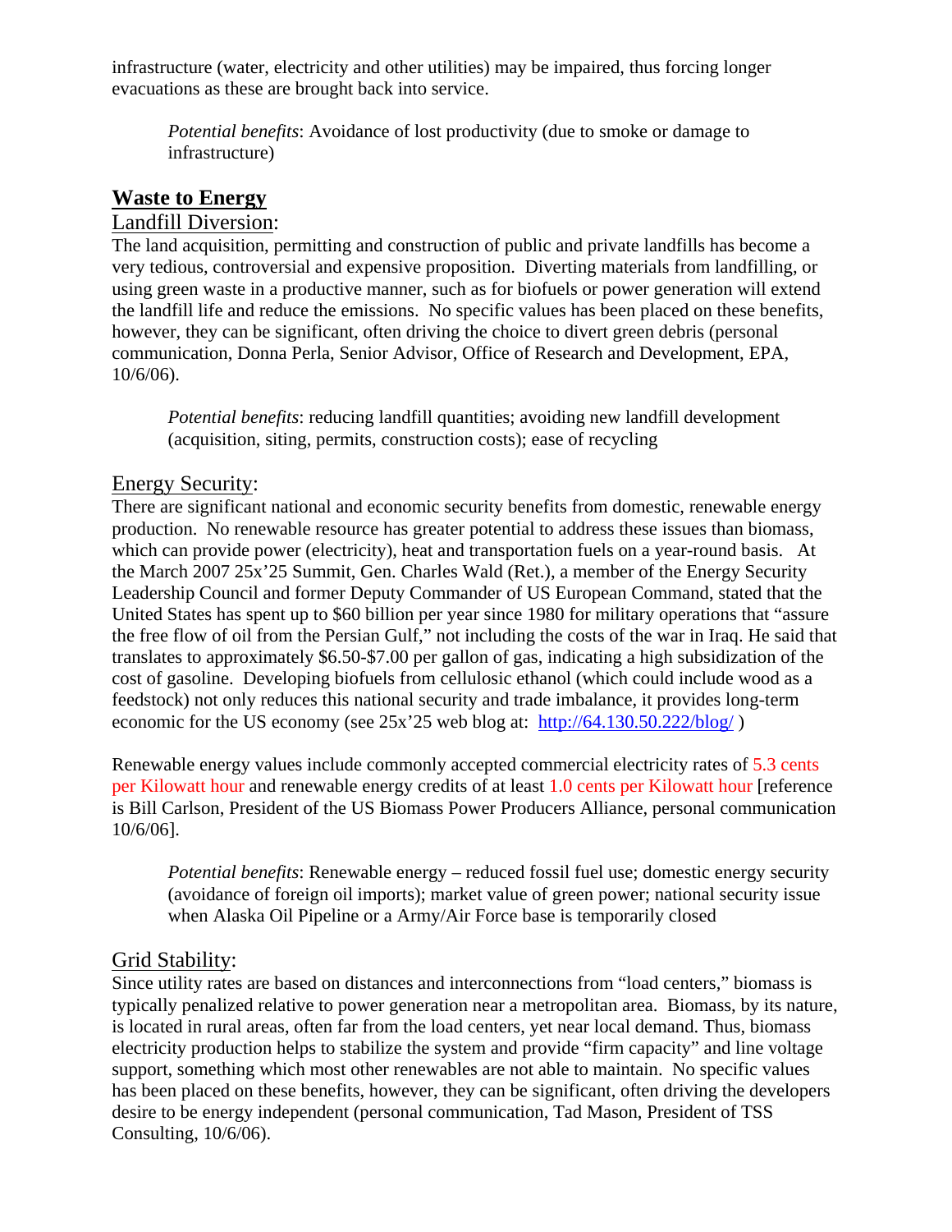infrastructure (water, electricity and other utilities) may be impaired, thus forcing longer evacuations as these are brought back into service.

> *Potential benefits*: Avoidance of lost productivity (due to smoke or damage to infrastructure)

## Waste to Energy

### Landfill Diversion:

The land acquisition, permitting and construction of public and private landfills has become a very tedious, controversial and expensive proposition. Diverting materials from landfilling, or using green waste in a productive manner, such as for biofuels or power generation will extend the landfill life and reduce the emissions. No specific values has been placed on these benefits, however, they can be significant, often driving the choice to divert green debris (personal communication, Donna Perla, Senior Advisor, Office of Research and Development, EPA, 10/6/06).

> *Potential benefits*: reducing landfill quantities; avoiding new landfill development (acquisition, siting, permits, construction costs); ease of recycling

### Energy Security:

There are significant national and economic security benefits from domestic, renewable energy production. No renewable resource has greater potential to address these issues than biomass, which can provide power (electricity), heat and transportation fuels on a year-round basis. At the March 2007 25x'25 Summit, Gen. Charles Wald (Ret.), a member of the Energy Security Leadership Council and former Deputy Commander of US European Command, stated that the United States has spent up to $60 billion per year since 1980 for military operations that "assure the free flow of oil from the Persian Gulf," not including the costs of the war in Iraq. He said that translates to approximately $6.50-$7.00 per gallon of gas, indicating a high subsidization of the cost of gasoline. Developing biofuels from cellulosic ethanol (which could include wood as a feedstock) not only reduces this national security and trade imbalance, it provides long-term economic for the US economy (see 25x'25 web blog at: [http://64.130.50.222/blog/](http://64.130.50.222/blog/) )

Renewable energy values include commonly accepted commercial electricity rates of 5.3 cents per Kilowatt hour and renewable energy credits of at least 1.0 cents per Kilowatt hour [reference is Bill Carlson, President of the US Biomass Power Producers Alliance, personal communication 10/6/06].

> *Potential benefits*: Renewable energy – reduced fossil fuel use; domestic energy security (avoidance of foreign oil imports); market value of green power; national security issue when Alaska Oil Pipeline or a Army/Air Force base is temporarily closed

### Grid Stability:

Since utility rates are based on distances and interconnections from "load centers," biomass is typically penalized relative to power generation near a metropolitan area. Biomass, by its nature, is located in rural areas, often far from the load centers, yet near local demand. Thus, biomass electricity production helps to stabilize the system and provide "firm capacity" and line voltage support, something which most other renewables are not able to maintain. No specific values has been placed on these benefits, however, they can be significant, often driving the developers desire to be energy independent (personal communication, Tad Mason, President of TSS Consulting, 10/6/06).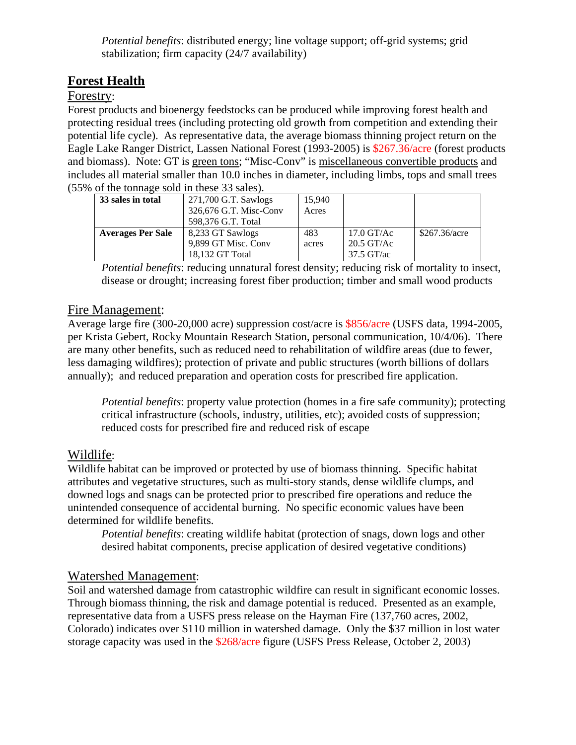*Potential benefits*: distributed energy; line voltage support; off-grid systems; grid stabilization; firm capacity (24/7 availability)

## Forest Health

### Forestry:

Forest products and bioenergy feedstocks can be produced while improving forest health and protecting residual trees (including protecting old growth from competition and extending their potential life cycle). As representative data, the average biomass thinning project return on the Eagle Lake Ranger District, Lassen National Forest (1993-2005) is $267.36/acre (forest products and biomass). Note: GT is green tons; "Misc-Conv" is miscellaneous convertible products and includes all material smaller than 10.0 inches in diameter, including limbs, tops and small trees (55% of the tonnage sold in these 33 sales).

| | | | | |
|---|---|---|---|---|
| **33 sales in total** | 271,700 G.T. Sawlogs<br>326,676 G.T. Misc-Conv<br>598,376 G.T. Total | 15,940 Acres | | |
| **Averages Per Sale** | 8,233 GT Sawlogs<br>9,899 GT Misc. Conv<br>18,132 GT Total | 483 acres | 17.0 GT/Ac<br>20.5 GT/Ac<br>37.5 GT/ac | $267.36/acre |

*Potential benefits*: reducing unnatural forest density; reducing risk of mortality to insect, disease or drought; increasing forest fiber production; timber and small wood products

### Fire Management:

Average large fire (300-20,000 acre) suppression cost/acre is $856/acre (USFS data, 1994-2005, per Krista Gebert, Rocky Mountain Research Station, personal communication, 10/4/06). There are many other benefits, such as reduced need to rehabilitation of wildfire areas (due to fewer, less damaging wildfires); protection of private and public structures (worth billions of dollars annually); and reduced preparation and operation costs for prescribed fire application.

*Potential benefits*: property value protection (homes in a fire safe community); protecting critical infrastructure (schools, industry, utilities, etc); avoided costs of suppression; reduced costs for prescribed fire and reduced risk of escape

### Wildlife:

Wildlife habitat can be improved or protected by use of biomass thinning. Specific habitat attributes and vegetative structures, such as multi-story stands, dense wildlife clumps, and downed logs and snags can be protected prior to prescribed fire operations and reduce the unintended consequence of accidental burning. No specific economic values have been determined for wildlife benefits.

*Potential benefits*: creating wildlife habitat (protection of snags, down logs and other desired habitat components, precise application of desired vegetative conditions)

### Watershed Management:

Soil and watershed damage from catastrophic wildfire can result in significant economic losses. Through biomass thinning, the risk and damage potential is reduced. Presented as an example, representative data from a USFS press release on the Hayman Fire (137,760 acres, 2002, Colorado) indicates over $110 million in watershed damage. Only the $37 million in lost water storage capacity was used in the $268/acre figure (USFS Press Release, October 2, 2003)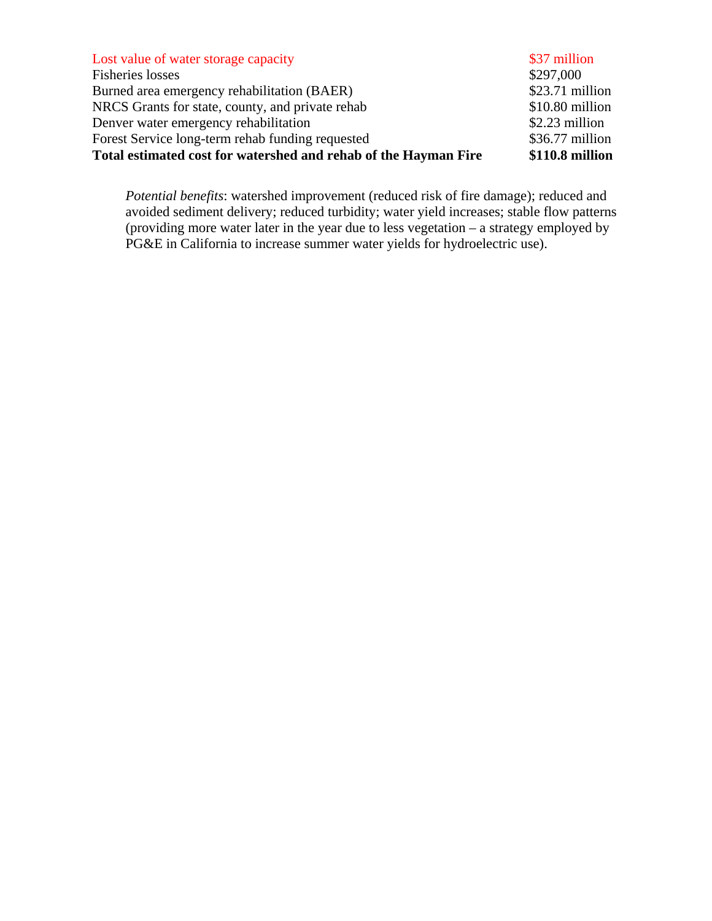| | |
|---|---|
| Lost value of water storage capacity | $37 million |
| Fisheries losses | $297,000 |
| Burned area emergency rehabilitation (BAER) | $23.71 million |
| NRCS Grants for state, county, and private rehab | $10.80 million |
| Denver water emergency rehabilitation | $2.23 million |
| Forest Service long-term rehab funding requested | $36.77 million |
| **Total estimated cost for watershed and rehab of the Hayman Fire** | **$110.8 million** |

*Potential benefits*: watershed improvement (reduced risk of fire damage); reduced and avoided sediment delivery; reduced turbidity; water yield increases; stable flow patterns (providing more water later in the year due to less vegetation – a strategy employed by PG&E in California to increase summer water yields for hydroelectric use).